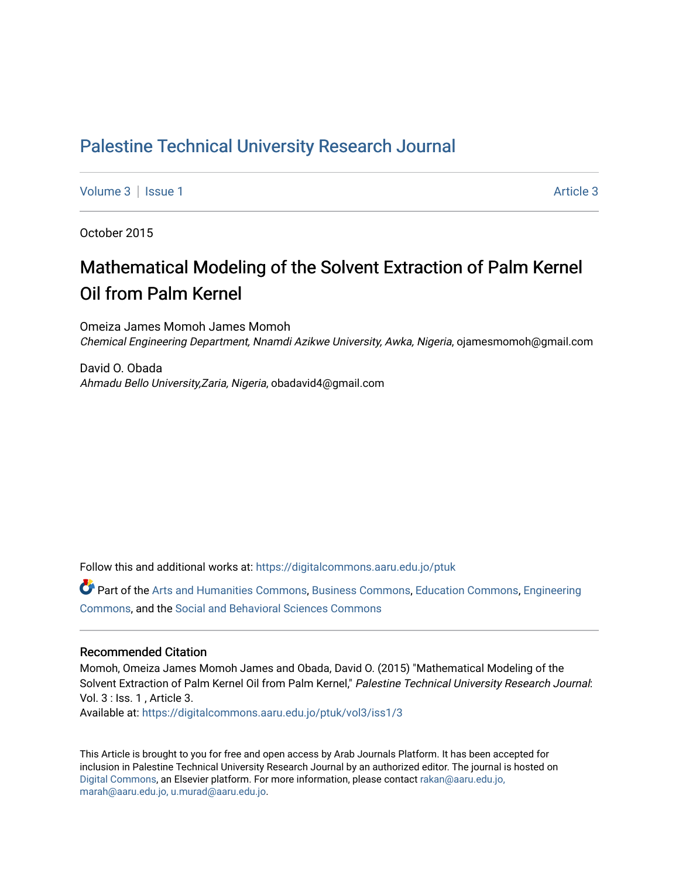# Palestine Technical University Research Journal

Volume 3 | Issue 1 Article 3

October 2015

## Mathematical Modeling of the Solvent Extraction of Palm Kernel Oil from Palm Kernel

Omeiza James Momoh James Momoh
*Chemical Engineering Department, Nnamdi Azikwe University, Awka, Nigeria*, ojamesmomoh@gmail.com

David O. Obada
*Ahmadu Bello University,Zaria, Nigeria*, obadavid4@gmail.com

Follow this and additional works at: https://digitalcommons.aaru.edu.jo/ptuk

Part of the Arts and Humanities Commons, Business Commons, Education Commons, Engineering Commons, and the Social and Behavioral Sciences Commons

### Recommended Citation

Momoh, Omeiza James Momoh James and Obada, David O. (2015) "Mathematical Modeling of the Solvent Extraction of Palm Kernel Oil from Palm Kernel," *Palestine Technical University Research Journal*: Vol. 3 : Iss. 1 , Article 3.
Available at: https://digitalcommons.aaru.edu.jo/ptuk/vol3/iss1/3

This Article is brought to you for free and open access by Arab Journals Platform. It has been accepted for inclusion in Palestine Technical University Research Journal by an authorized editor. The journal is hosted on Digital Commons, an Elsevier platform. For more information, please contact rakan@aaru.edu.jo, marah@aaru.edu.jo, u.murad@aaru.edu.jo.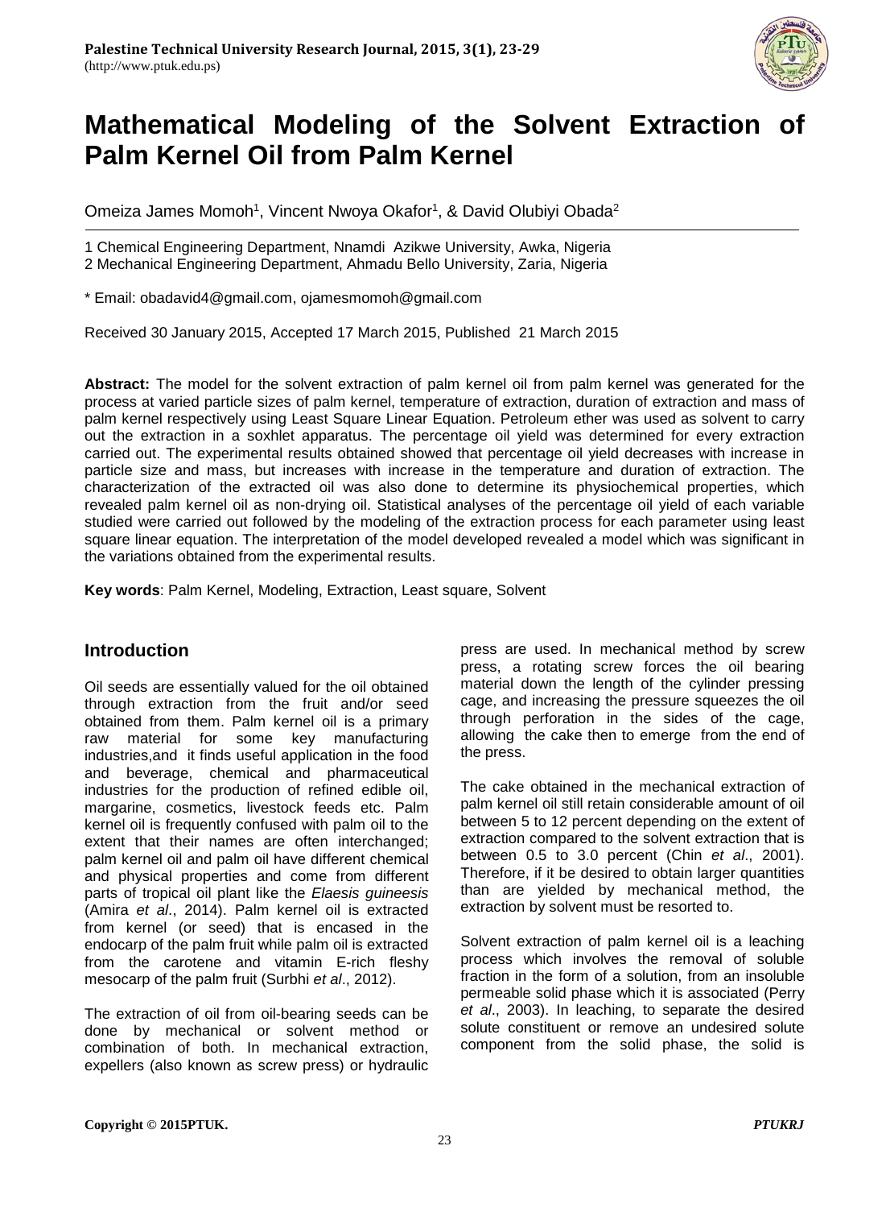# Mathematical Modeling of the Solvent Extraction of Palm Kernel Oil from Palm Kernel

Omeiza James Momoh[1], Vincent Nwoya Okafor[1], & David Olubiyi Obada[2]

1 Chemical Engineering Department, Nnamdi Azikwe University, Awka, Nigeria
2 Mechanical Engineering Department, Ahmadu Bello University, Zaria, Nigeria

\* Email: obadavid4@gmail.com, ojamesmomoh@gmail.com

Received 30 January 2015, Accepted 17 March 2015, Published 21 March 2015

**Abstract:** The model for the solvent extraction of palm kernel oil from palm kernel was generated for the process at varied particle sizes of palm kernel, temperature of extraction, duration of extraction and mass of palm kernel respectively using Least Square Linear Equation. Petroleum ether was used as solvent to carry out the extraction in a soxhlet apparatus. The percentage oil yield was determined for every extraction carried out. The experimental results obtained showed that percentage oil yield decreases with increase in particle size and mass, but increases with increase in the temperature and duration of extraction. The characterization of the extracted oil was also done to determine its physiochemical properties, which revealed palm kernel oil as non-drying oil. Statistical analyses of the percentage oil yield of each variable studied were carried out followed by the modeling of the extraction process for each parameter using least square linear equation. The interpretation of the model developed revealed a model which was significant in the variations obtained from the experimental results.

**Key words**: Palm Kernel, Modeling, Extraction, Least square, Solvent

## Introduction

Oil seeds are essentially valued for the oil obtained through extraction from the fruit and/or seed obtained from them. Palm kernel oil is a primary raw material for some key manufacturing industries,and it finds useful application in the food and beverage, chemical and pharmaceutical industries for the production of refined edible oil, margarine, cosmetics, livestock feeds etc. Palm kernel oil is frequently confused with palm oil to the extent that their names are often interchanged; palm kernel oil and palm oil have different chemical and physical properties and come from different parts of tropical oil plant like the *Elaesis guineesis* (Amira *et al*., 2014). Palm kernel oil is extracted from kernel (or seed) that is encased in the endocarp of the palm fruit while palm oil is extracted from the carotene and vitamin E-rich fleshy mesocarp of the palm fruit (Surbhi *et al*., 2012).

The extraction of oil from oil-bearing seeds can be done by mechanical or solvent method or combination of both. In mechanical extraction, expellers (also known as screw press) or hydraulic press are used. In mechanical method by screw press, a rotating screw forces the oil bearing material down the length of the cylinder pressing cage, and increasing the pressure squeezes the oil through perforation in the sides of the cage, allowing the cake then to emerge from the end of the press.

The cake obtained in the mechanical extraction of palm kernel oil still retain considerable amount of oil between 5 to 12 percent depending on the extent of extraction compared to the solvent extraction that is between 0.5 to 3.0 percent (Chin *et al*., 2001). Therefore, if it be desired to obtain larger quantities than are yielded by mechanical method, the extraction by solvent must be resorted to.

Solvent extraction of palm kernel oil is a leaching process which involves the removal of soluble fraction in the form of a solution, from an insoluble permeable solid phase which it is associated (Perry *et al*., 2003). In leaching, to separate the desired solute constituent or remove an undesired solute component from the solid phase, the solid is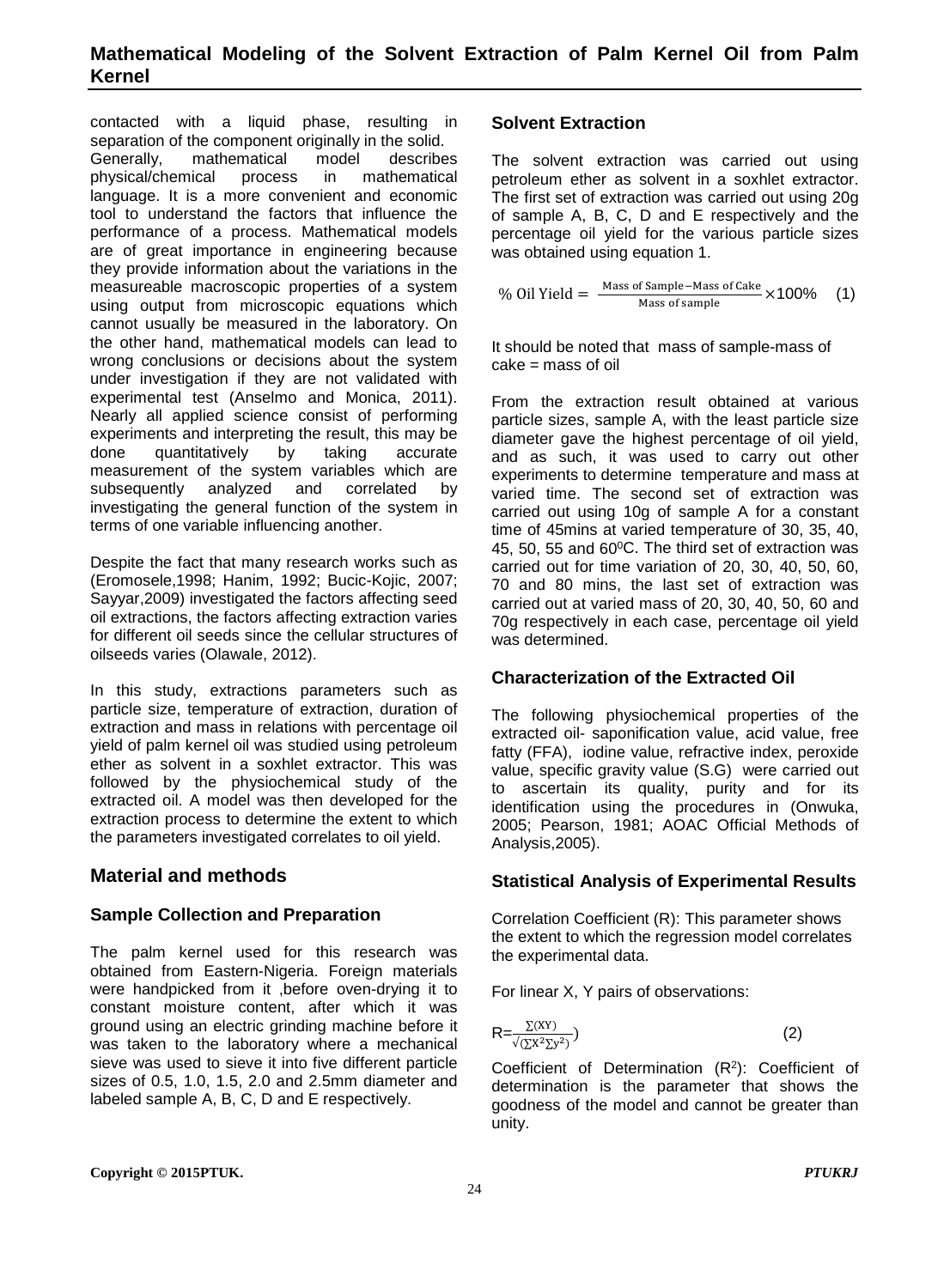contacted with a liquid phase, resulting in separation of the component originally in the solid. Generally, mathematical model describes physical/chemical process in mathematical language. It is a more convenient and economic tool to understand the factors that influence the performance of a process. Mathematical models are of great importance in engineering because they provide information about the variations in the measureable macroscopic properties of a system using output from microscopic equations which cannot usually be measured in the laboratory. On the other hand, mathematical models can lead to wrong conclusions or decisions about the system under investigation if they are not validated with experimental test (Anselmo and Monica, 2011). Nearly all applied science consist of performing experiments and interpreting the result, this may be done quantitatively by taking accurate measurement of the system variables which are subsequently analyzed and correlated by investigating the general function of the system in terms of one variable influencing another.

Despite the fact that many research works such as (Eromosele,1998; Hanim, 1992; Bucic-Kojic, 2007; Sayyar,2009) investigated the factors affecting seed oil extractions, the factors affecting extraction varies for different oil seeds since the cellular structures of oilseeds varies (Olawale, 2012).

In this study, extractions parameters such as particle size, temperature of extraction, duration of extraction and mass in relations with percentage oil yield of palm kernel oil was studied using petroleum ether as solvent in a soxhlet extractor. This was followed by the physiochemical study of the extracted oil. A model was then developed for the extraction process to determine the extent to which the parameters investigated correlates to oil yield.

## Material and methods

### Sample Collection and Preparation

The palm kernel used for this research was obtained from Eastern-Nigeria. Foreign materials were handpicked from it ,before oven-drying it to constant moisture content, after which it was ground using an electric grinding machine before it was taken to the laboratory where a mechanical sieve was used to sieve it into five different particle sizes of 0.5, 1.0, 1.5, 2.0 and 2.5mm diameter and labeled sample A, B, C, D and E respectively.

### Solvent Extraction

The solvent extraction was carried out using petroleum ether as solvent in a soxhlet extractor. The first set of extraction was carried out using 20g of sample A, B, C, D and E respectively and the percentage oil yield for the various particle sizes was obtained using equation 1.

$$\%\text{ Oil Yield} = \frac{\text{Mass of Sample} - \text{Mass of Cake}}{\text{Mass of sample}} \times 100\% \quad (1)$$

It should be noted that mass of sample-mass of cake = mass of oil

From the extraction result obtained at various particle sizes, sample A, with the least particle size diameter gave the highest percentage of oil yield, and as such, it was used to carry out other experiments to determine temperature and mass at varied time. The second set of extraction was carried out using 10g of sample A for a constant time of 45mins at varied temperature of 30, 35, 40, 45, 50, 55 and 60$^0$C. The third set of extraction was carried out for time variation of 20, 30, 40, 50, 60, 70 and 80 mins, the last set of extraction was carried out at varied mass of 20, 30, 40, 50, 60 and 70g respectively in each case, percentage oil yield was determined.

### Characterization of the Extracted Oil

The following physiochemical properties of the extracted oil- saponification value, acid value, free fatty (FFA), iodine value, refractive index, peroxide value, specific gravity value (S.G) were carried out to ascertain its quality, purity and for its identification using the procedures in (Onwuka, 2005; Pearson, 1981; AOAC Official Methods of Analysis,2005).

### Statistical Analysis of Experimental Results

Correlation Coefficient (R): This parameter shows the extent to which the regression model correlates the experimental data.

For linear X, Y pairs of observations:

$$R = \frac{\Sigma(XY)}{\sqrt{(\Sigma X^2 \Sigma y^2)}}) \quad (2)$$

Coefficient of Determination ($R^2$): Coefficient of determination is the parameter that shows the goodness of the model and cannot be greater than unity.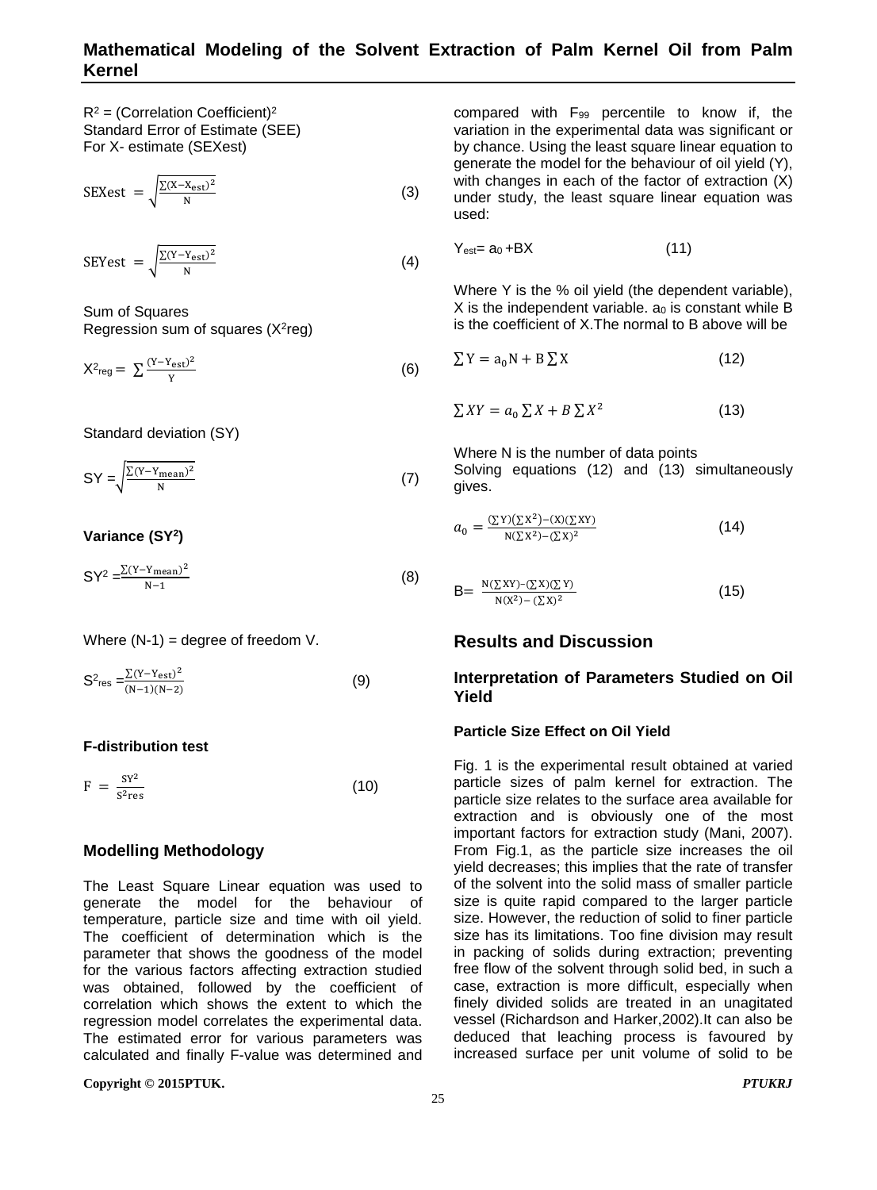$R^2$ = (Correlation Coefficient)$^2$
Standard Error of Estimate (SEE)
For X- estimate (SEXest)

$$\text{SEXest} = \sqrt{\frac{\sum(X - X_{est})^2}{N}} \quad (3)$$

$$\text{SEYest} = \sqrt{\frac{\sum(Y - Y_{est})^2}{N}} \quad (4)$$

Sum of Squares
Regression sum of squares ($X^2$reg)

$$X^2_{reg} = \sum \frac{(Y - Y_{est})^2}{Y} \quad (6)$$

Standard deviation (SY)

$$SY = \sqrt{\frac{\sum(Y - Y_{mean})^2}{N}} \quad (7)$$

**Variance ($SY^2$)**

$$SY^2 = \frac{\sum(Y - Y_{mean})^2}{N-1} \quad (8)$$

Where (N-1) = degree of freedom V.

$$S^2_{res} = \frac{\sum(Y - Y_{est})^2}{(N-1)(N-2)} \quad (9)$$

**F-distribution test**

$$F = \frac{SY^2}{S^2res} \quad (10)$$

## Modelling Methodology

The Least Square Linear equation was used to generate the model for the behaviour of temperature, particle size and time with oil yield. The coefficient of determination which is the parameter that shows the goodness of the model for the various factors affecting extraction studied was obtained, followed by the coefficient of correlation which shows the extent to which the regression model correlates the experimental data. The estimated error for various parameters was calculated and finally F-value was determined and compared with $F_{99}$ percentile to know if, the variation in the experimental data was significant or by chance. Using the least square linear equation to generate the model for the behaviour of oil yield (Y), with changes in each of the factor of extraction (X) under study, the least square linear equation was used:

$$Y_{est} = a_0 + BX \quad (11)$$

Where Y is the % oil yield (the dependent variable), X is the independent variable. $a_0$ is constant while B is the coefficient of X.The normal to B above will be

$$\sum Y = a_0 N + B \sum X \quad (12)$$

$$\sum XY = a_0 \sum X + B \sum X^2 \quad (13)$$

Where N is the number of data points
Solving equations (12) and (13) simultaneously gives.

$$a_0 = \frac{(\sum Y)(\sum X^2) - (X)(\sum XY)}{N(\sum X^2) - (\sum X)^2} \quad (14)$$

$$B = \frac{N(\sum XY) - (\sum X)(\sum Y)}{N(X^2) - (\sum X)^2} \quad (15)$$

## Results and Discussion

### Interpretation of Parameters Studied on Oil Yield

#### Particle Size Effect on Oil Yield

Fig. 1 is the experimental result obtained at varied particle sizes of palm kernel for extraction. The particle size relates to the surface area available for extraction and is obviously one of the most important factors for extraction study (Mani, 2007). From Fig.1, as the particle size increases the oil yield decreases; this implies that the rate of transfer of the solvent into the solid mass of smaller particle size is quite rapid compared to the larger particle size. However, the reduction of solid to finer particle size has its limitations. Too fine division may result in packing of solids during extraction; preventing free flow of the solvent through solid bed, in such a case, extraction is more difficult, especially when finely divided solids are treated in an unagitated vessel (Richardson and Harker,2002).It can also be deduced that leaching process is favoured by increased surface per unit volume of solid to be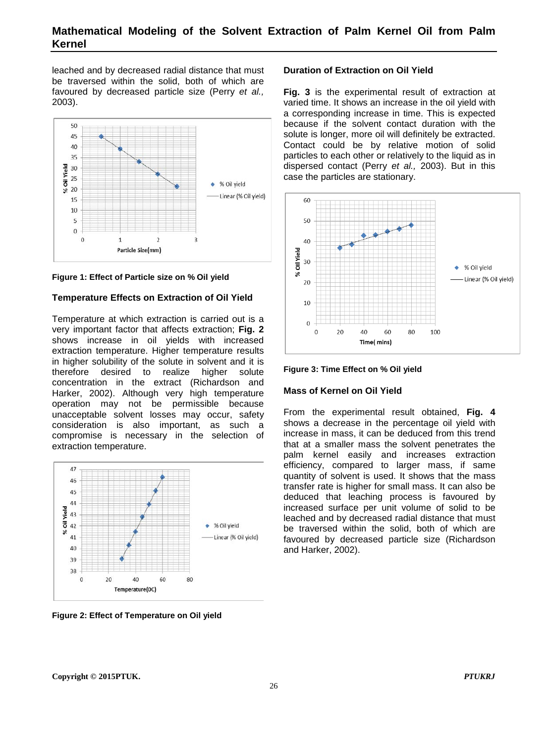leached and by decreased radial distance that must be traversed within the solid, both of which are favoured by decreased particle size (Perry *et al.,* 2003).

**Figure 1: Effect of Particle size on % Oil yield**

### Temperature Effects on Extraction of Oil Yield

Temperature at which extraction is carried out is a very important factor that affects extraction; **Fig. 2** shows increase in oil yields with increased extraction temperature. Higher temperature results in higher solubility of the solute in solvent and it is therefore desired to realize higher solute concentration in the extract (Richardson and Harker, 2002). Although very high temperature operation may not be permissible because unacceptable solvent losses may occur, safety consideration is also important, as such a compromise is necessary in the selection of extraction temperature.

**Figure 2: Effect of Temperature on Oil yield**

### Duration of Extraction on Oil Yield

**Fig. 3** is the experimental result of extraction at varied time. It shows an increase in the oil yield with a corresponding increase in time. This is expected because if the solvent contact duration with the solute is longer, more oil will definitely be extracted. Contact could be by relative motion of solid particles to each other or relatively to the liquid as in dispersed contact (Perry *et al.,* 2003). But in this case the particles are stationary.

**Figure 3: Time Effect on % Oil yield**

### Mass of Kernel on Oil Yield

From the experimental result obtained, **Fig. 4** shows a decrease in the percentage oil yield with increase in mass, it can be deduced from this trend that at a smaller mass the solvent penetrates the palm kernel easily and increases extraction efficiency, compared to larger mass, if same quantity of solvent is used. It shows that the mass transfer rate is higher for small mass. It can also be deduced that leaching process is favoured by increased surface per unit volume of solid to be leached and by decreased radial distance that must be traversed within the solid, both of which are favoured by decreased particle size (Richardson and Harker, 2002).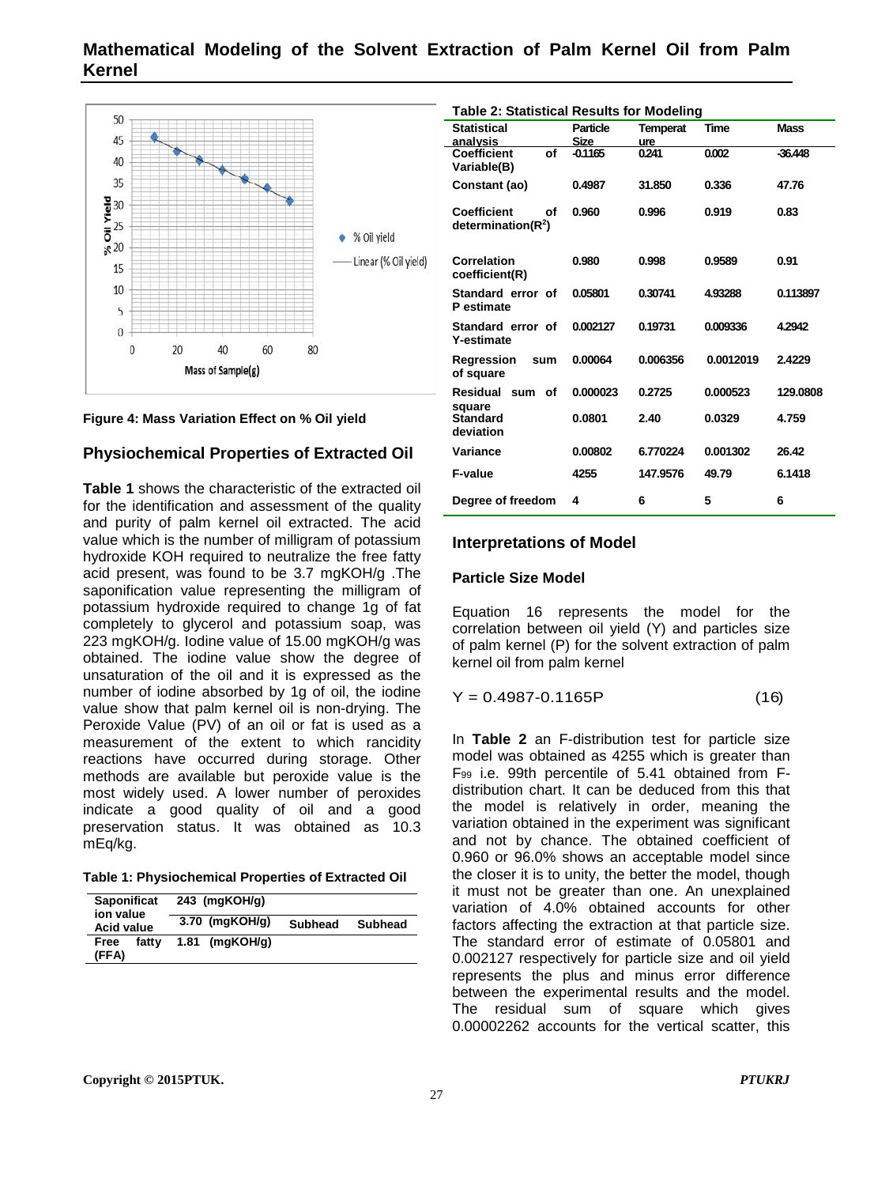Figure 4: Mass Variation Effect on % Oil yield

## Physiochemical Properties of Extracted Oil

**Table 1** shows the characteristic of the extracted oil for the identification and assessment of the quality and purity of palm kernel oil extracted. The acid value which is the number of milligram of potassium hydroxide KOH required to neutralize the free fatty acid present, was found to be 3.7 mgKOH/g .The saponification value representing the milligram of potassium hydroxide required to change 1g of fat completely to glycerol and potassium soap, was 223 mgKOH/g. Iodine value of 15.00 mgKOH/g was obtained. The iodine value show the degree of unsaturation of the oil and it is expressed as the number of iodine absorbed by 1g of oil, the iodine value show that palm kernel oil is non-drying. The Peroxide Value (PV) of an oil or fat is used as a measurement of the extent to which rancidity reactions have occurred during storage. Other methods are available but peroxide value is the most widely used. A lower number of peroxides indicate a good quality of oil and a good preservation status. It was obtained as 10.3 mEq/kg.

**Table 1: Physiochemical Properties of Extracted Oil**

| Saponification value | 243 (mgKOH/g) | | |
|---|---|---|---|
| Acid value | 3.70 (mgKOH/g) | Subhead | Subhead |
| Free fatty (FFA) | 1.81 (mgKOH/g) | | |

**Table 2: Statistical Results for Modeling**

| Statistical analysis | Particle Size | Temperature | Time | Mass |
|---|---|---|---|---|
| Coefficient of Variable(B) | -0.1165 | 0.241 | 0.002 | -36.448 |
| Constant (ao) | 0.4987 | 31.850 | 0.336 | 47.76 |
| Coefficient of determination($R^2$) | 0.960 | 0.996 | 0.919 | 0.83 |
| Correlation coefficient(R) | 0.980 | 0.998 | 0.9589 | 0.91 |
| Standard error of P estimate | 0.05801 | 0.30741 | 4.93288 | 0.113897 |
| Standard error of Y-estimate | 0.002127 | 0.19731 | 0.009336 | 4.2942 |
| Regression sum of square | 0.00064 | 0.006356 | 0.0012019 | 2.4229 |
| Residual sum of square | 0.000023 | 0.2725 | 0.000523 | 129.0808 |
| Standard deviation | 0.0801 | 2.40 | 0.0329 | 4.759 |
| Variance | 0.00802 | 6.770224 | 0.001302 | 26.42 |
| F-value | 4255 | 147.9576 | 49.79 | 6.1418 |
| Degree of freedom | 4 | 6 | 5 | 6 |

## Interpretations of Model

### Particle Size Model

Equation 16 represents the model for the correlation between oil yield (Y) and particles size of palm kernel (P) for the solvent extraction of palm kernel oil from palm kernel

$$Y = 0.4987 - 0.1165P \qquad (16)$$

In **Table 2** an F-distribution test for particle size model was obtained as 4255 which is greater than $F_{99}$ i.e. 99th percentile of 5.41 obtained from F-distribution chart. It can be deduced from this that the model is relatively in order, meaning the variation obtained in the experiment was significant and not by chance. The obtained coefficient of 0.960 or 96.0% shows an acceptable model since the closer it is to unity, the better the model, though it must not be greater than one. An unexplained variation of 4.0% obtained accounts for other factors affecting the extraction at that particle size. The standard error of estimate of 0.05801 and 0.002127 respectively for particle size and oil yield represents the plus and minus error difference between the experimental results and the model. The residual sum of square which gives 0.00002262 accounts for the vertical scatter, this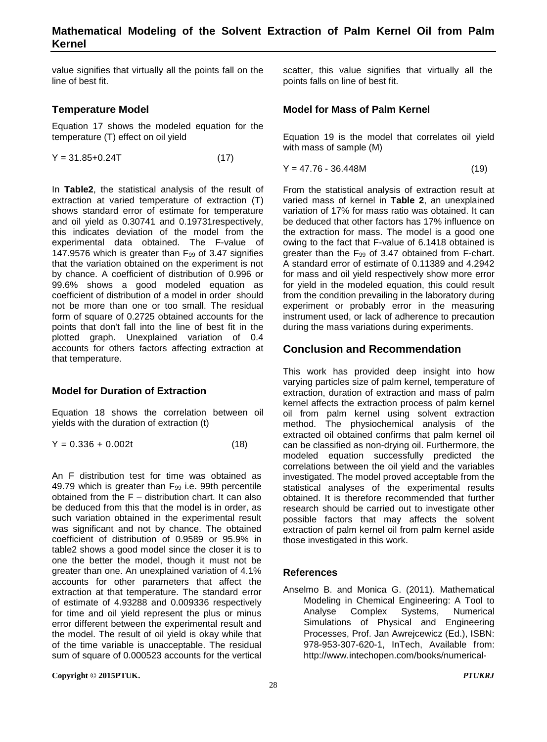value signifies that virtually all the points fall on the line of best fit.

### Temperature Model

Equation 17 shows the modeled equation for the temperature (T) effect on oil yield

$$Y = 31.85+0.24T \quad (17)$$

In **Table2**, the statistical analysis of the result of extraction at varied temperature of extraction (T) shows standard error of estimate for temperature and oil yield as 0.30741 and 0.19731respectively, this indicates deviation of the model from the experimental data obtained. The F-value of 147.9576 which is greater than $F_{99}$ of 3.47 signifies that the variation obtained on the experiment is not by chance. A coefficient of distribution of 0.996 or 99.6% shows a good modeled equation as coefficient of distribution of a model in order should not be more than one or too small. The residual form of square of 0.2725 obtained accounts for the points that don't fall into the line of best fit in the plotted graph. Unexplained variation of 0.4 accounts for others factors affecting extraction at that temperature.

### Model for Duration of Extraction

Equation 18 shows the correlation between oil yields with the duration of extraction (t)

$$Y = 0.336 + 0.002t \quad (18)$$

An F distribution test for time was obtained as 49.79 which is greater than $F_{99}$ i.e. 99th percentile obtained from the F – distribution chart. It can also be deduced from this that the model is in order, as such variation obtained in the experimental result was significant and not by chance. The obtained coefficient of distribution of 0.9589 or 95.9% in table2 shows a good model since the closer it is to one the better the model, though it must not be greater than one. An unexplained variation of 4.1% accounts for other parameters that affect the extraction at that temperature. The standard error of estimate of 4.93288 and 0.009336 respectively for time and oil yield represent the plus or minus error different between the experimental result and the model. The result of oil yield is okay while that of the time variable is unacceptable. The residual sum of square of 0.000523 accounts for the vertical scatter, this value signifies that virtually all the points falls on line of best fit.

### Model for Mass of Palm Kernel

Equation 19 is the model that correlates oil yield with mass of sample (M)

$$Y = 47.76 - 36.448M \quad (19)$$

From the statistical analysis of extraction result at varied mass of kernel in **Table 2**, an unexplained variation of 17% for mass ratio was obtained. It can be deduced that other factors has 17% influence on the extraction for mass. The model is a good one owing to the fact that F-value of 6.1418 obtained is greater than the $F_{99}$ of 3.47 obtained from F-chart. A standard error of estimate of 0.11389 and 4.2942 for mass and oil yield respectively show more error for yield in the modeled equation, this could result from the condition prevailing in the laboratory during experiment or probably error in the measuring instrument used, or lack of adherence to precaution during the mass variations during experiments.

## Conclusion and Recommendation

This work has provided deep insight into how varying particles size of palm kernel, temperature of extraction, duration of extraction and mass of palm kernel affects the extraction process of palm kernel oil from palm kernel using solvent extraction method. The physiochemical analysis of the extracted oil obtained confirms that palm kernel oil can be classified as non-drying oil. Furthermore, the modeled equation successfully predicted the correlations between the oil yield and the variables investigated. The model proved acceptable from the statistical analyses of the experimental results obtained. It is therefore recommended that further research should be carried out to investigate other possible factors that may affects the solvent extraction of palm kernel oil from palm kernel aside those investigated in this work.

### References

Anselmo B. and Monica G. (2011). Mathematical Modeling in Chemical Engineering: A Tool to Analyse Complex Systems, Numerical Simulations of Physical and Engineering Processes, Prof. Jan Awrejcewicz (Ed.), ISBN: 978-953-307-620-1, InTech, Available from: http://www.intechopen.com/books/numerical-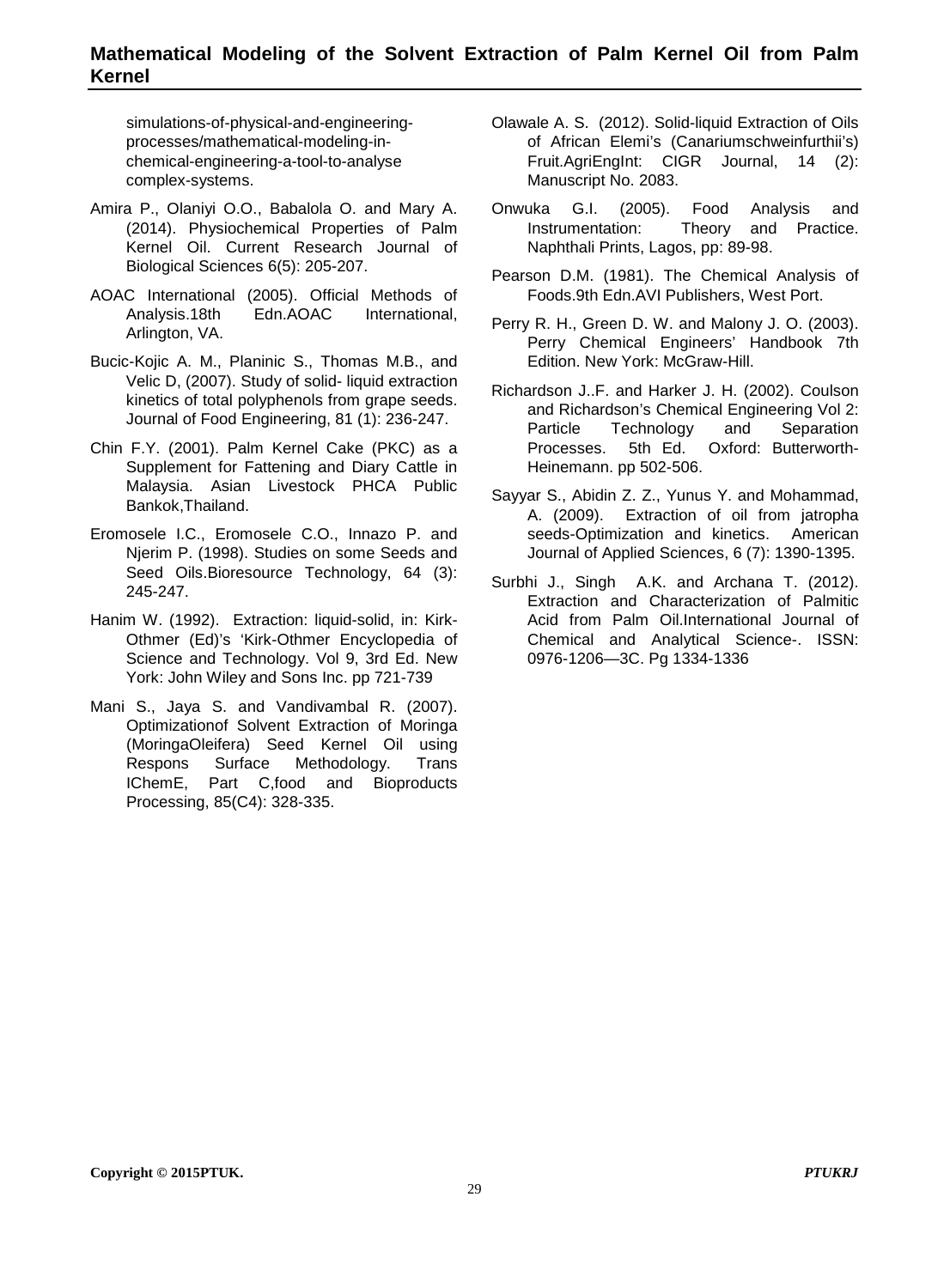simulations-of-physical-and-engineering-processes/mathematical-modeling-in-chemical-engineering-a-tool-to-analyse complex-systems.

Amira P., Olaniyi O.O., Babalola O. and Mary A. (2014). Physiochemical Properties of Palm Kernel Oil. Current Research Journal of Biological Sciences 6(5): 205-207.

AOAC International (2005). Official Methods of Analysis.18th Edn.AOAC International, Arlington, VA.

Bucic-Kojic A. M., Planinic S., Thomas M.B., and Velic D, (2007). Study of solid- liquid extraction kinetics of total polyphenols from grape seeds. Journal of Food Engineering, 81 (1): 236-247.

Chin F.Y. (2001). Palm Kernel Cake (PKC) as a Supplement for Fattening and Diary Cattle in Malaysia. Asian Livestock PHCA Public Bankok,Thailand.

Eromosele I.C., Eromosele C.O., Innazo P. and Njerim P. (1998). Studies on some Seeds and Seed Oils.Bioresource Technology, 64 (3): 245-247.

Hanim W. (1992). Extraction: liquid-solid, in: Kirk-Othmer (Ed)'s 'Kirk-Othmer Encyclopedia of Science and Technology. Vol 9, 3rd Ed. New York: John Wiley and Sons Inc. pp 721-739

Mani S., Jaya S. and Vandivambal R. (2007). Optimizationof Solvent Extraction of Moringa (MoringaOleifera) Seed Kernel Oil using Respons Surface Methodology. Trans IChemE, Part C,food and Bioproducts Processing, 85(C4): 328-335.

Olawale A. S. (2012). Solid-liquid Extraction of Oils of African Elemi's (Canariumschweinfurthii's) Fruit.AgriEngInt: CIGR Journal, 14 (2): Manuscript No. 2083.

Onwuka G.I. (2005). Food Analysis and Instrumentation: Theory and Practice. Naphthali Prints, Lagos, pp: 89-98.

Pearson D.M. (1981). The Chemical Analysis of Foods.9th Edn.AVI Publishers, West Port.

Perry R. H., Green D. W. and Malony J. O. (2003). Perry Chemical Engineers' Handbook 7th Edition. New York: McGraw-Hill.

Richardson J..F. and Harker J. H. (2002). Coulson and Richardson's Chemical Engineering Vol 2: Particle Technology and Separation Processes. 5th Ed. Oxford: Butterworth-Heinemann. pp 502-506.

Sayyar S., Abidin Z. Z., Yunus Y. and Mohammad, A. (2009). Extraction of oil from jatropha seeds-Optimization and kinetics. American Journal of Applied Sciences, 6 (7): 1390-1395.

Surbhi J., Singh A.K. and Archana T. (2012). Extraction and Characterization of Palmitic Acid from Palm Oil.International Journal of Chemical and Analytical Science-. ISSN: 0976-1206—3C. Pg 1334-1336